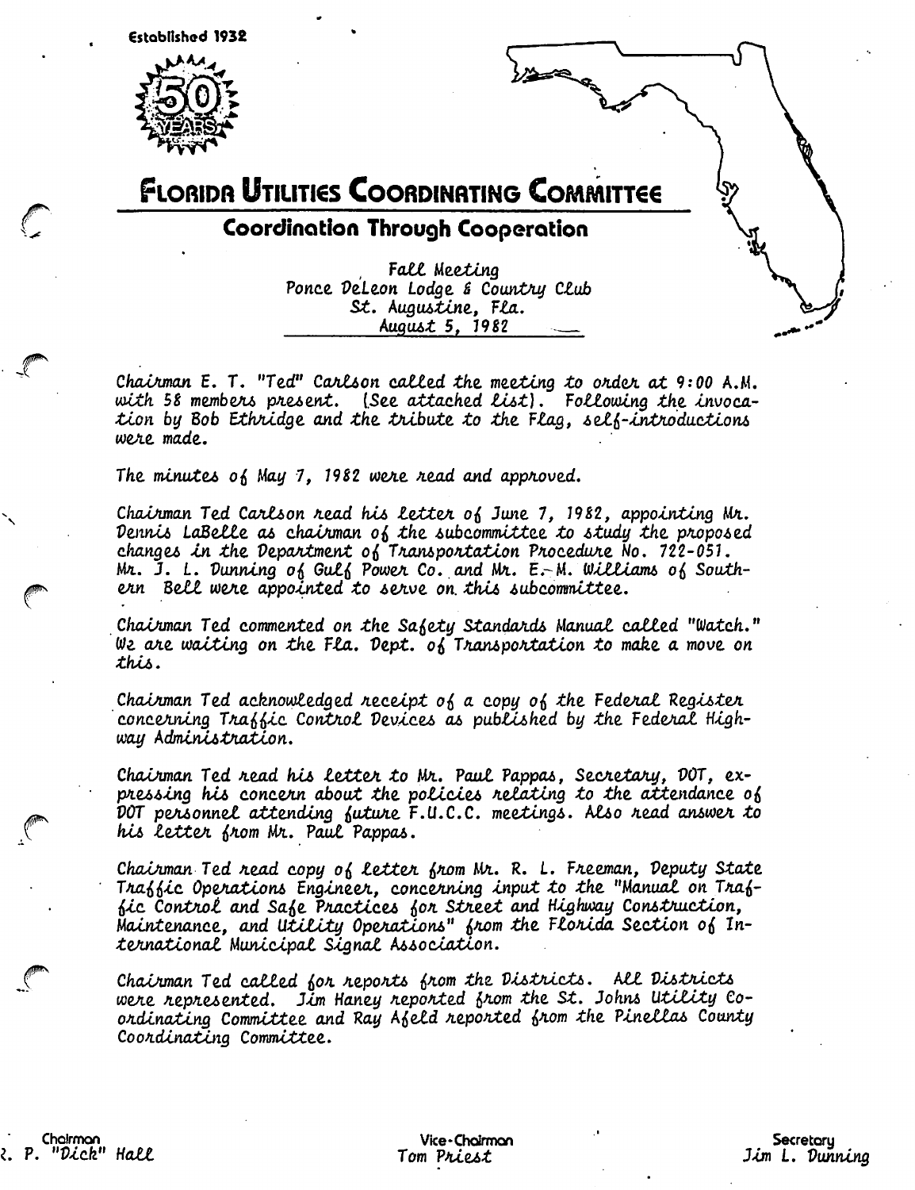Established 1932

50 YEARS

# Florida Utilities Coordinating Committee

## Coordination Through Cooperation

*Fall Meeting*
*Ponce DeLeon Lodge & Country Club*
*St. Augustine, Fla.*
*August 5, 1982*

Chairman E. T. "Ted" Carlson called the meeting to order at 9:00 A.M. with 58 members present. (See attached list). Following the invocation by Bob Ethridge and the tribute to the Flag, self-introductions were made.

The minutes of May 7, 1982 were read and approved.

Chairman Ted Carlson read his letter of June 7, 1982, appointing Mr. Dennis LaBelle as chairman of the subcommittee to study the proposed changes in the Department of Transportation Procedure No. 722-051. Mr. J. L. Dunning of Gulf Power Co. and Mr. E. M. Williams of Southern Bell were appointed to serve on this subcommittee.

Chairman Ted commented on the Safety Standards Manual called "Watch." We are waiting on the Fla. Dept. of Transportation to make a move on this.

Chairman Ted acknowledged receipt of a copy of the Federal Register concerning Traffic Control Devices as published by the Federal Highway Administration.

Chairman Ted read his letter to Mr. Paul Pappas, Secretary, DOT, expressing his concern about the policies relating to the attendance of DOT personnel attending future F.U.C.C. meetings. Also read answer to his letter from Mr. Paul Pappas.

Chairman Ted read copy of letter from Mr. R. L. Freeman, Deputy State Traffic Operations Engineer, concerning input to the "Manual on Traffic Control and Safe Practices for Street and Highway Construction, Maintenance, and Utility Operations" from the Florida Section of International Municipal Signal Association.

Chairman Ted called for reports from the Districts. All Districts were represented. Jim Haney reported from the St. Johns Utility Coordinating Committee and Ray Afeld reported from the Pinellas County Coordinating Committee.

Chairman R. P. "Dick" Hall | Vice-Chairman Tom Priest | Secretary Jim L. Dunning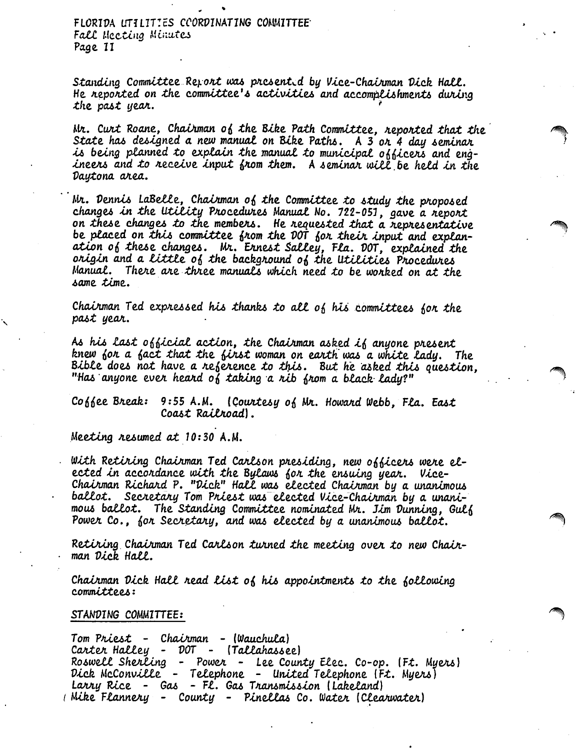Standing Committee Report was presented by Vice-Chairman Dick Hall. He reported on the committee's activities and accomplishments during the past year.

Mr. Curt Roane, Chairman of the Bike Path Committee, reported that the State has designed a new manual on Bike Paths. A 3 or 4 day seminar is being planned to explain the manual to municipal officers and engineers and to receive input from them. A seminar will be held in the Daytona area.

Mr. Dennis LaBelle, Chairman of the Committee to study the proposed changes in the Utility Procedures Manual No. 722-051, gave a report on these changes to the members. He requested that a representative be placed on this committee from the DOT for their input and explanation of these changes. Mr. Ernest Salley, Fla. DOT, explained the origin and a little of the background of the Utilities Procedures Manual. There are three manuals which need to be worked on at the same time.

Chairman Ted expressed his thanks to all of his committees for the past year.

As his last official action, the Chairman asked if anyone present knew for a fact that the first woman on earth was a white lady. The Bible does not have a reference to this. But he asked this question, "Has anyone ever heard of taking a rib from a black lady?"

Coffee Break: 9:55 A.M. (Courtesy of Mr. Howard Webb, Fla. East Coast Railroad).

Meeting resumed at 10:30 A.M.

With Retiring Chairman Ted Carlson presiding, new officers were elected in accordance with the Bylaws for the ensuing year. Vice-Chairman Richard P. "Dick" Hall was elected Chairman by a unanimous ballot. Secretary Tom Priest was elected Vice-Chairman by a unanimous ballot. The Standing Committee nominated Mr. Jim Dunning, Gulf Power Co., for Secretary, and was elected by a unanimous ballot.

Retiring Chairman Ted Carlson turned the meeting over to new Chairman Dick Hall.

Chairman Dick Hall read list of his appointments to the following committees:

STANDING COMMITTEE:

Tom Priest - Chairman - (Wauchula)
Carter Halley - DOT - (Tallahassee)
Roswell Sherling - Power - Lee County Elec. Co-op. (Ft. Myers)
Dick McConville - Telephone - United Telephone (Ft. Myers)
Larry Rice - Gas - Fl. Gas Transmission (Lakeland)
Mike Flannery - County - Pinellas Co. Water (Clearwater)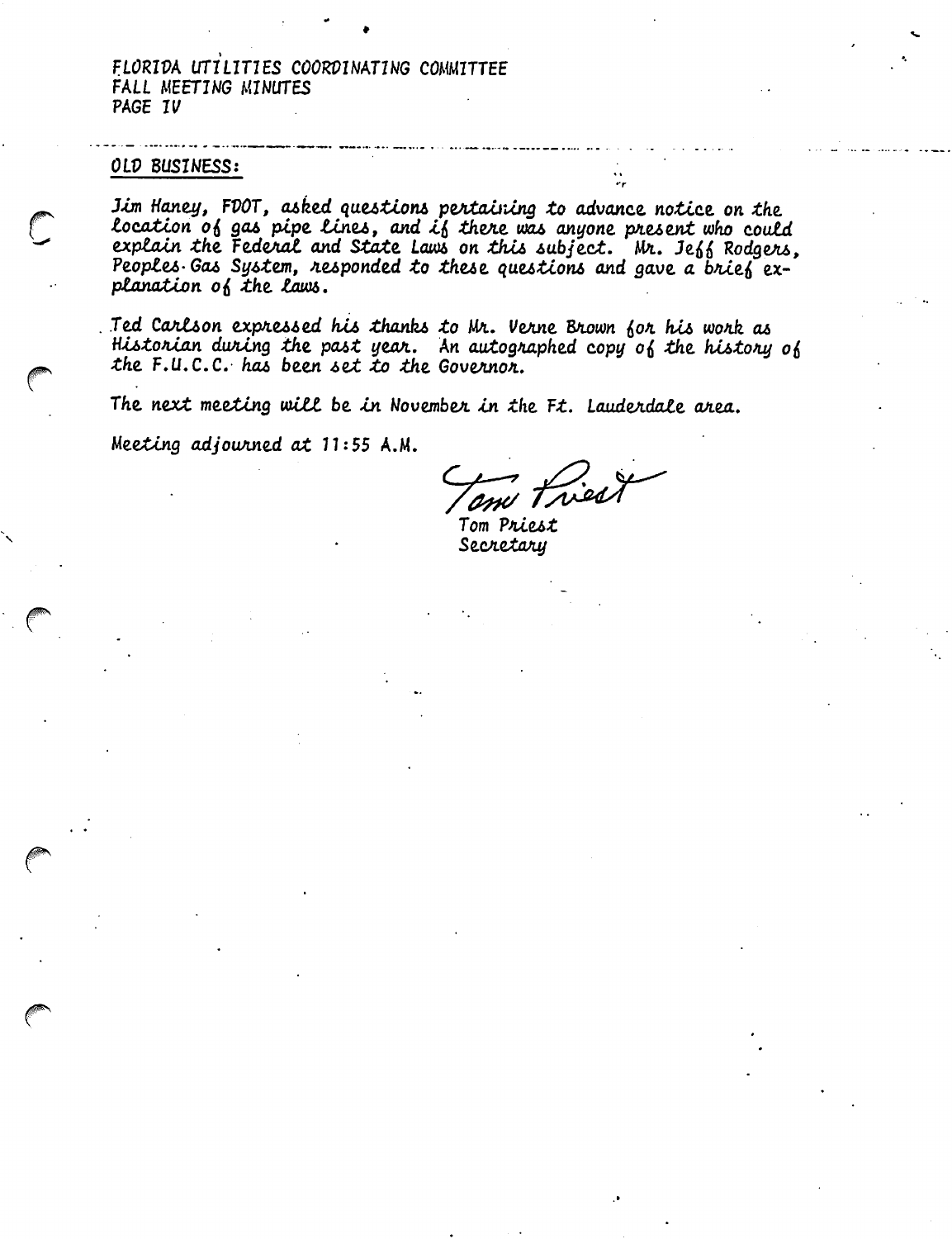## OLD BUSINESS:

Jim Haney, FDOT, asked questions pertaining to advance notice on the location of gas pipe lines, and if there was anyone present who could explain the Federal and State Laws on this subject. Mr. Jeff Rodgers, Peoples Gas System, responded to these questions and gave a brief explanation of the laws.

Ted Carlson expressed his thanks to Mr. Verne Brown for his work as Historian during the past year. An autographed copy of the history of the F.U.C.C. has been set to the Governor.

The next meeting will be in November in the Ft. Lauderdale area.

Meeting adjourned at 11:55 A.M.

Tom Priest
Secretary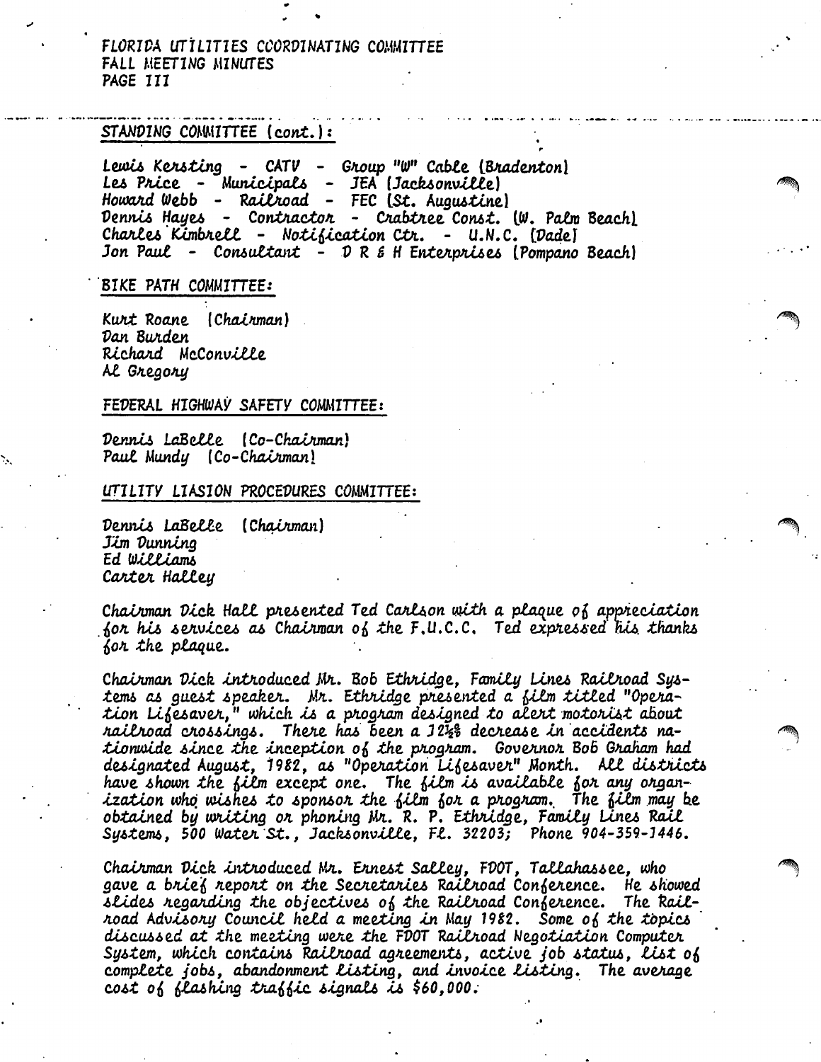## STANDING COMMITTEE (cont.):

Lewis Kersting - CATV - Group "W" Cable (Bradenton)
Les Price - Municipals - JEA (Jacksonville)
Howard Webb - Railroad - FEC (St. Augustine)
Dennis Hayes - Contractor - Crabtree Const. (W. Palm Beach)
Charles Kimbrell - Notification Ctr. - U.N.C. (Dade)
Jon Paul - Consultant - D R & H Enterprises (Pompano Beach)

## BIKE PATH COMMITTEE:

Kurt Roane (Chairman)
Dan Burden
Richard McConville
Al Gregory

## FEDERAL HIGHWAY SAFETY COMMITTEE:

Dennis LaBelle (Co-Chairman)
Paul Mundy (Co-Chairman)

## UTILITY LIASION PROCEDURES COMMITTEE:

Dennis LaBelle (Chairman)
Jim Dunning
Ed Williams
Carter Halley

Chairman Dick Hall presented Ted Carlson with a plaque of appreciation for his services as Chairman of the F.U.C.C. Ted expressed his thanks for the plaque.

Chairman Dick introduced Mr. Bob Ethridge, Family Lines Railroad Systems as guest speaker. Mr. Ethridge presented a film titled "Operation Lifesaver," which is a program designed to alert motorist about railroad crossings. There has been a 12½% decrease in accidents nationwide since the inception of the program. Governor Bob Graham had designated August, 1982, as "Operation Lifesaver" Month. All districts have shown the film except one. The film is available for any organization who wishes to sponsor the film for a program. The film may be obtained by writing or phoning Mr. R. P. Ethridge, Family Lines Rail Systems, 500 Water St., Jacksonville, Fl. 32203; Phone 904-359-1446.

Chairman Dick introduced Mr. Ernest Salley, FDOT, Tallahassee, who gave a brief report on the Secretaries Railroad Conference. He showed slides regarding the objectives of the Railroad Conference. The Railroad Advisory Council held a meeting in May 1982. Some of the topics discussed at the meeting were the FDOT Railroad Negotiation Computer System, which contains Railroad agreements, active job status, list of complete jobs, abandonment listing, and invoice listing. The average cost of flashing traffic signals is $60,000.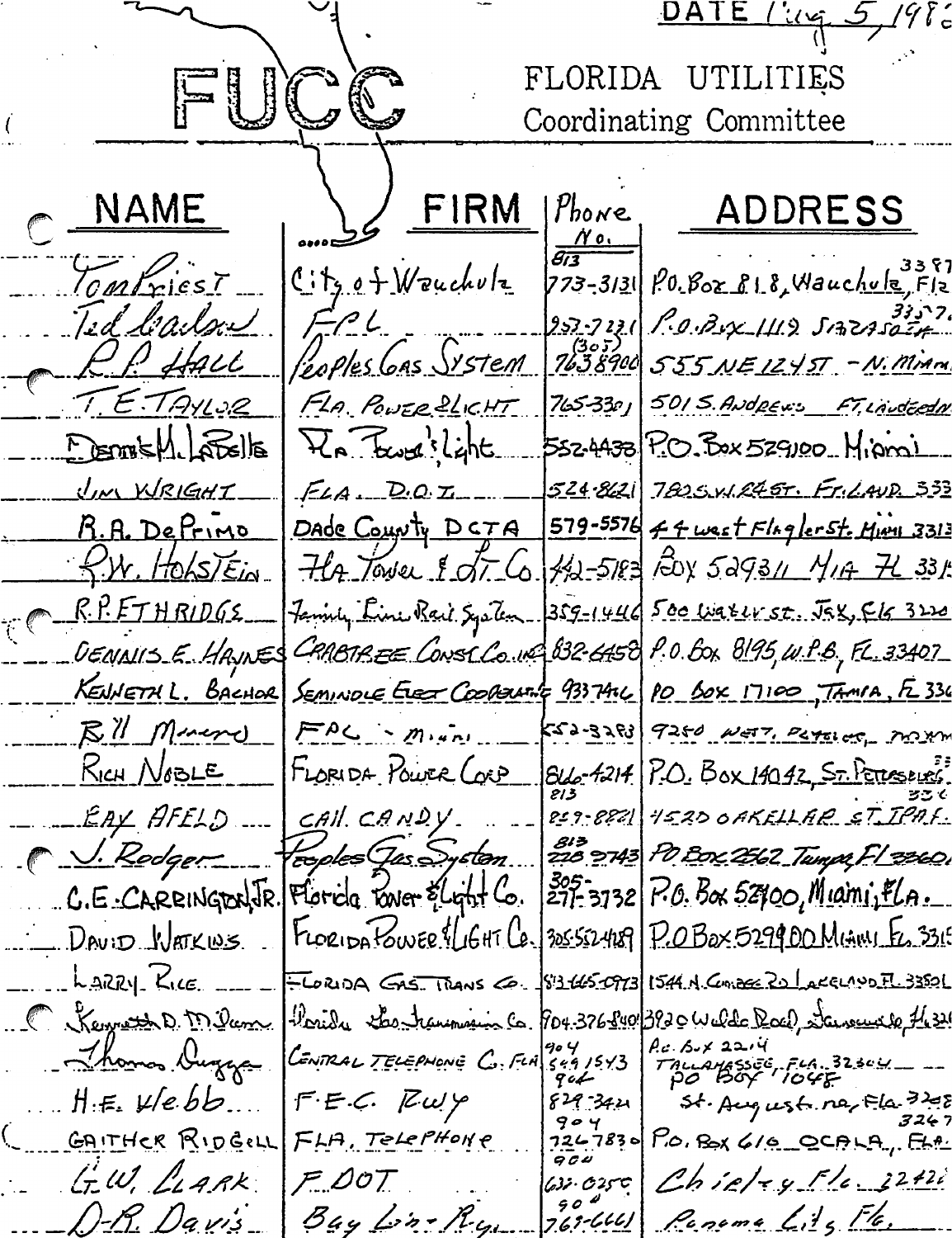DATE Aug 5, 198?

# FUCC

FLORIDA UTILITIES
Coordinating Committee

| NAME | FIRM | Phone No. | ADDRESS |
|---|---|---|---|
| Tom Priest | City of Wauchula | 813 773-3131 | P.O. Box 818, Wauchula, Fla 33873 |
| Ted Carlson | FPL | 957-7231 | P.O. Box 1119 Sarasota 3357? |
| R.P. Hall | Peoples Gas System | (305) 7638900 | 555 NE 124 ST - N. Miami |
| T.E. TAYLOR | FLA. POWER & LIGHT | 765-3301 | 501 S. ANDREWS FT. LAUDERDALE |
| Dennis M. LaBelle | Fla Power & Light | 552-4438 | P.O. Box 529100 Miami |
| JIM WRIGHT | FLA. D.O.T. | 524-8621 | 780 S.W. 24 ST. FT. LAUD 333 |
| R.A. DePrimo | Dade County DCTA | 579-5576 | 44 west Flagler St. Miami 3313 |
| R.W. Holstein | Fla Power & Lt. Co. | 442-5183 | Box 529311 MIA FL 331 |
| R.P. ETHRIDGE | Family Line Rail System | 359-1446 | 500 Water St. JSX, Fla 3220 |
| DENNIS E. HAYNES | CRABTREE CONST. Co. INC | 832-6458 | P.O. Box 8195, W.P.B., FL 33407 |
| KENNETH L. BACHOR | SEMINOLE ELECT COOPERATIVE | 933-7466 | PO BOX 17100, TAMPA, FL 336 |
| R.M. Moreno | FPL - Miami | 552-3283 | 9250 WEST FLAGLER, MIAMI |
| RICH NOBLE | FLORIDA POWER CORP | 866-4214 | P.O. Box 14042, ST. PETERSBURG 33 |
| RAY AFELD | CALL CANDY | 813 259-8821 | 4520 OAKELLAR ST TPA FL 336 |
| J. Rodger | Peoples Gas System | 813 228-9743 | PO Box 2562 Tampa, Fl 33601 |
| C.E. CARRINGTON, JR. | Florida Power & Light Co. | 305-271-3732 | P.O. Box 529100, Miami, Fla. |
| DAVID WATKINS | FLORIDA POWER & LIGHT Co. | 305-552-4189 | P.O Box 529100 Miami FL 3315 |
| LARRY RICE | FLORIDA GAS TRANS CO. | 813-665-0973 | 1544 N. Combee Rd LAKELAND FL 33801 |
| Kenneth D. Milam | Florida Gas Transmission Co. | 904-376-8400 | 3920 Waldo Road, Gainesville, Fla 326 |
| Thomas Duggar | CENTRAL TELEPHONE Co. FLA | 904 549-1543 | P.O. Box 2214 TALLAHASSEE, FLA. 32304 |
| H.E. Webb | F.E.C. RWY | 904 829-3421 | PO BOX 1048 St. Augustine, Fla. 3208 |
| GAITHER RIDGELL | FLA. TELEPHONE | 904 726-7830 | P.O. Box 616 OCALA, FLA. 3267 |
| G.W. CLARK | F.DOT | 904 638-0250 | Chipley Fla. 32428 |
| D.R. Davis | Bay Line Ry. | 904 763-6661 | Panama City Fla. |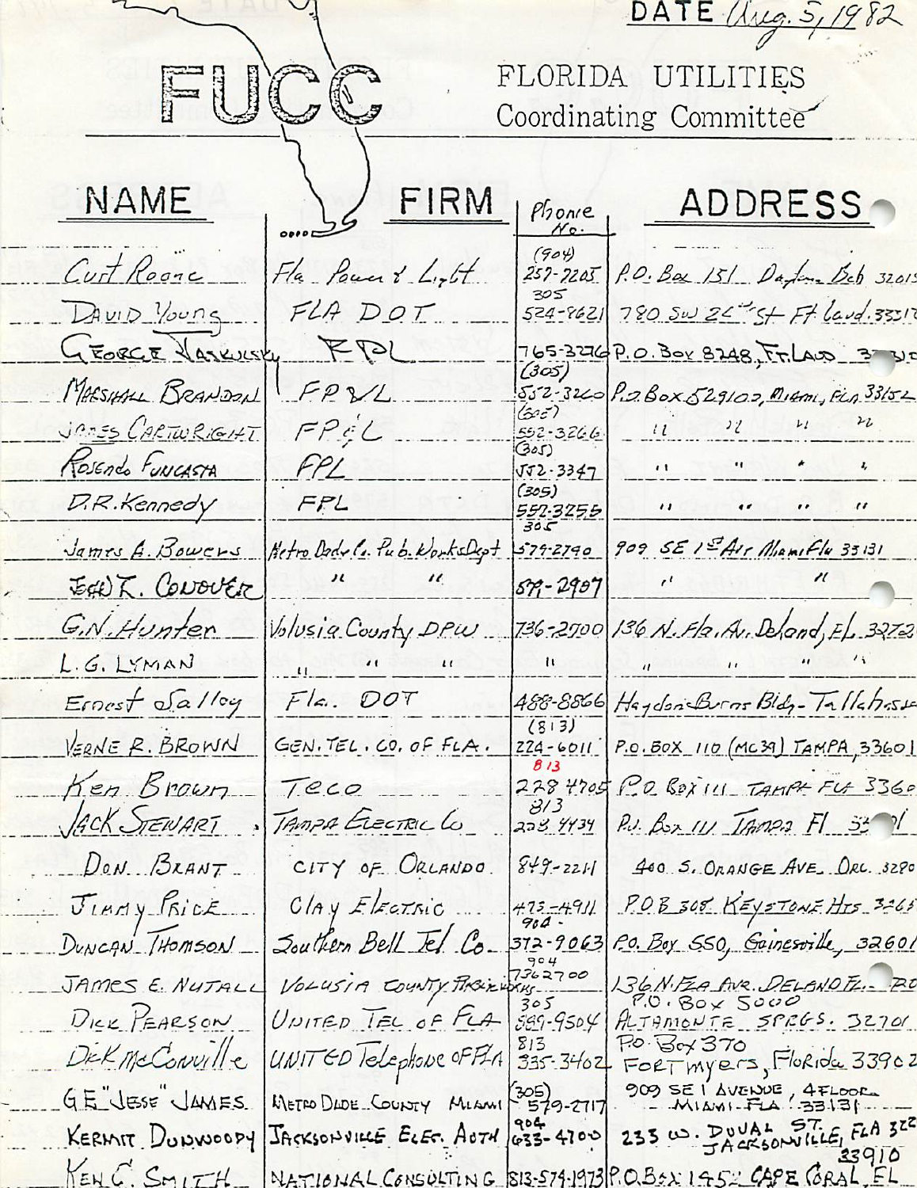DATE Aug. 5, 1982

# FUCC

FLORIDA UTILITIES Coordinating Committee

| NAME | FIRM | Phone No. | ADDRESS |
|---|---|---|---|
| Curt Roone | Fla Power & Light | (904) 257-7205 | P.O. Box 151 Daytona Bch 32015 |
| DAVID YOUNG | FLA DOT | 305 524-8621 | 780 SW 24th St Ft Laud. 33312 |
| GEORGE JASKULSKY | FPL | 765-3276 | P.O. Box 8248, Ft. LAUD 333__ |
| MARSHALL BRANDON | FP&L | (305) 552-3260 | P.O. Box 529100, Miami, Fla 33152 |
| JAMES CARTWRIGHT | FP&L | (305) 552-3266 | " " " " |
| Rosendo Funcasta | FPL | (305) 552-3347 | " " " " |
| D.R. Kennedy | FPL | (305) 552-3255 | " " " " |
| James A. Bowers | Metro Dade Co. Pub. Works Dept | 305 579-2790 | 909 SE 1st Ave Miami Fla 33131 |
| Ed K. Condover | " " | 579-2907 | " " |
| G.N. Hunter | Volusia County DPW | 736-2700 | 136 N. Fla. Av. Deland, FL 32720 |
| L.G. LYMAN | " " " | " | " " " " |
| Ernest Salloy | Fla. DOT | 488-8866 | Haydon Burns Bldg - Tallahassee |
| VERNE R. BROWN | GEN. TEL. CO. OF FLA. | (813) 224-6011 | P.O. BOX 110 (MC39) TAMPA, 33601 |
| Ken Brown | Teco | 813 228 4705 | P.O. Box 111 TAMPA FLA 33601 |
| JACK STEWART | TAMPA ELECTRIC Co | 813 228 4434 | P.O. Box 111 Tampa Fl 33601 |
| DON BRANT | CITY OF ORLANDO | 849-2211 | 400 S. ORANGE AVE. ORL. 32801 |
| JIMMY PRICE | Clay Electric | 473-4911 | P.O.B 308 KEYSTONE HTS 32656 |
| DUNCAN THOMSON | Southern Bell Tel Co. | 904 372-9063 | P.O. Box 550, Gainesville, 32601 |
| JAMES E. NUTALL | VOLUSIA COUNTY PUBLIC WORKS | 904 736 2700 | 136 N. FLA AVE. DELAND FL. 32720 |
| DICK PEARSON | UNITED TEL OF FLA | 305 889-9504 | P.O. Box 5000 ALTAMONTE SPRGS. 32701 |
| Dick McConville | UNITED Telephone OF FLA | 813 335-3402 | P.O. Box 370 FORT myers, Florida 33902 |
| G.E. "JESSE" JAMES | METRO DADE COUNTY MIAMI | (305) 579-2717 | 909 SE 1 AVENUE, 4 FLOOR MIAMI FLA 33131 |
| KERMIT DUNWOODY | JACKSONVILLE ELEC. AUTH | 904 633-4700 | 233 W. DUVAL ST. JACKSONVILLE, FLA 32202 |
| KEN C. SMITH | NATIONAL CONSULTING | 813-574-1973 | P.O. Box 1452 CAPE CORAL, FL 33910 |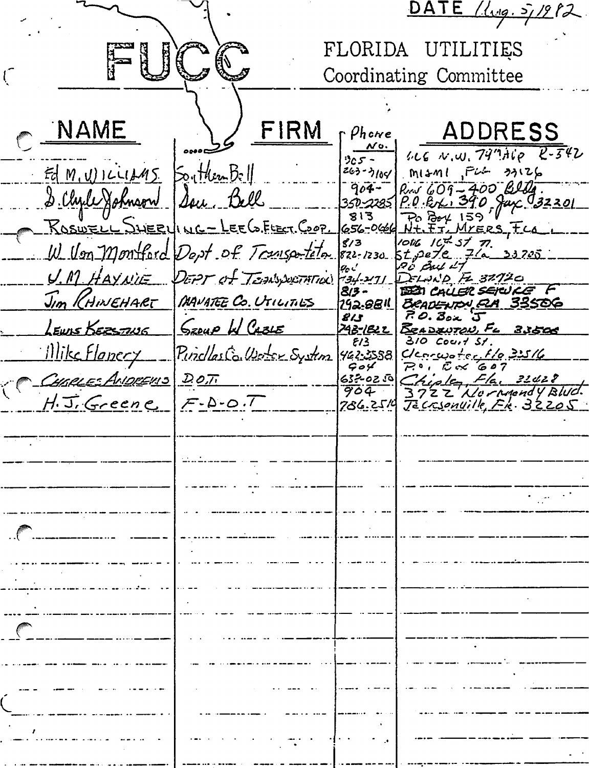DATE Aug. 5, 1982

# FUCC

FLORIDA UTILITIES Coordinating Committee

| NAME | FIRM | Phone No. | ADDRESS |
|---|---|---|---|
| Ed M. Williams | Southern Bell | 305-263-7104 | 666 N.W. 79th Ave R-542 Miami, Fla 33126 |
| J. Clyde Johnson | Sou. Bell | 904-350-2285 | Rm 609-400 Bldg. P.O. Box 390, Jax. 32201 |
| Roswell Sherling - Lee Co. Elect. Coop. | | 813 656-0666 | Po Box 159 N. Ft. Myers, Fla |
| W. Von Montford | Dept. of Transportation | 813 822-1230 | 1016 10th St N. St. Pete Fla 33705 |
| J. M. Haynie | Dept of Transportation | 904 734-2471 | PO Box 47 DeLand Fl 32720 |
| Jim Rhinehart | Manatee Co. Utilities | 813-792-8811 | Caller Service F Bradenton, Fla 33506 |
| Lewis Kersting | Group W Cable | 813 748-1822 | P.O. Box J Bradenton, Fl 33506 |
| Mike Flanery | Pinellas Co. Water System | 813 462-3558 | 310 Court St. Clearwater, Fla 33516 |
| Charles Andrews | D.O.T. | 904 638-0250 | P.O. Box 607 Chipley, Fla. 32428 |
| H. J. Greene | F-D-O-T | 904 786-2510 | 3722 Normandy Blvd. Jacksonville, Fla. 32205 |